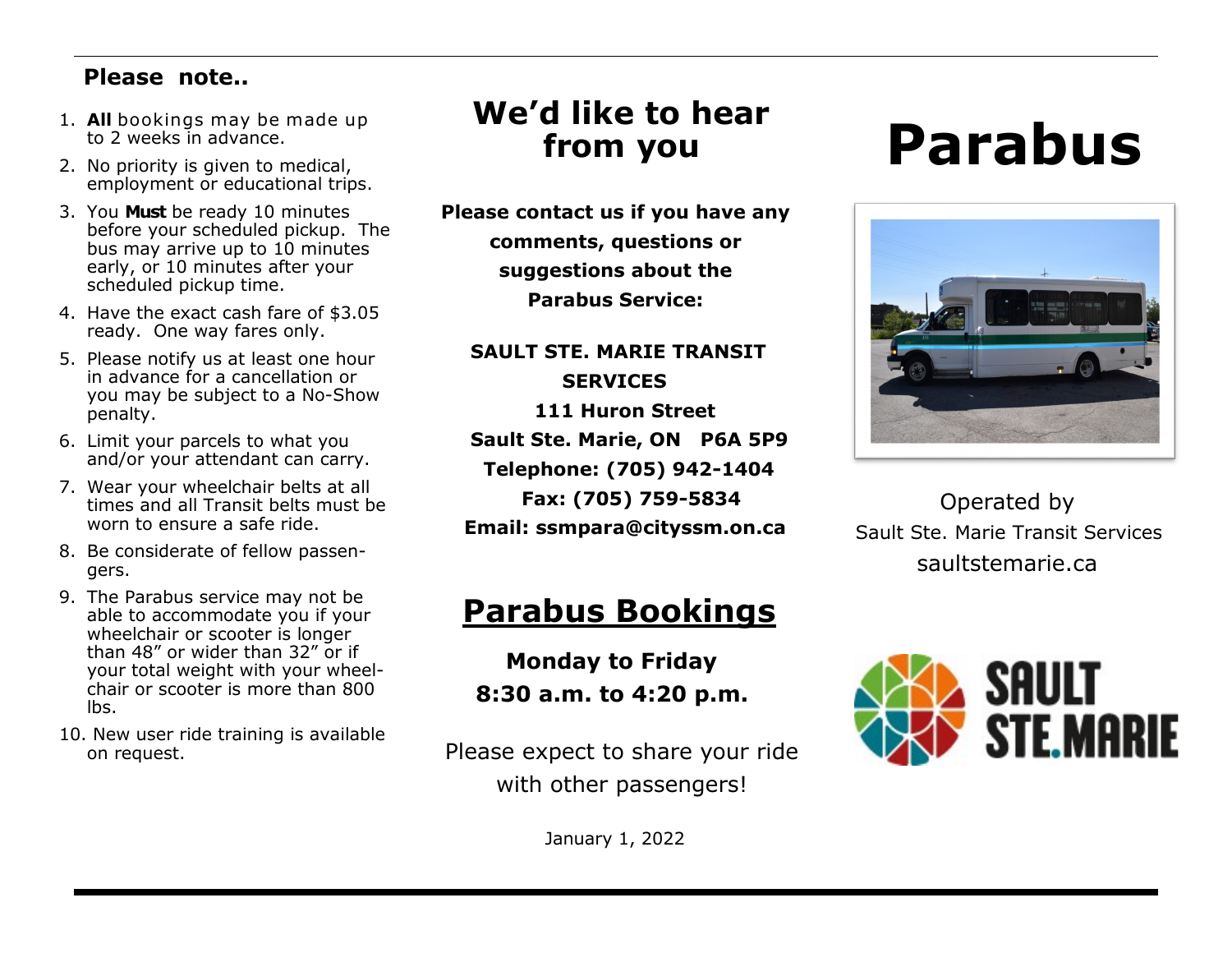**Please note..**

1. **All** bookings may be made up to 2 weeks in advance.
2. No priority is given to medical, employment or educational trips.
3. You **Must** be ready 10 minutes before your scheduled pickup. The bus may arrive up to 10 minutes early, or 10 minutes after your scheduled pickup time.
4. Have the exact cash fare of $3.05 ready. One way fares only.
5. Please notify us at least one hour in advance for a cancellation or you may be subject to a No-Show penalty.
6. Limit your parcels to what you and/or your attendant can carry.
7. Wear your wheelchair belts at all times and all Transit belts must be worn to ensure a safe ride.
8. Be considerate of fellow passengers.
9. The Parabus service may not be able to accommodate you if your wheelchair or scooter is longer than 48" or wider than 32" or if your total weight with your wheelchair or scooter is more than 800 lbs.
10. New user ride training is available on request.

## We'd like to hear from you

**Please contact us if you have any comments, questions or suggestions about the Parabus Service:**

**SAULT STE. MARIE TRANSIT SERVICES**
**111 Huron Street**
**Sault Ste. Marie, ON P6A 5P9**
**Telephone: (705) 942-1404**
**Fax: (705) 759-5834**
**Email: ssmpara@cityssm.on.ca**

## Parabus Bookings

**Monday to Friday**
**8:30 a.m. to 4:20 p.m.**

Please expect to share your ride with other passengers!

January 1, 2022

# Parabus

Operated by
Sault Ste. Marie Transit Services
saultstemarie.ca

SAULT STE.MARIE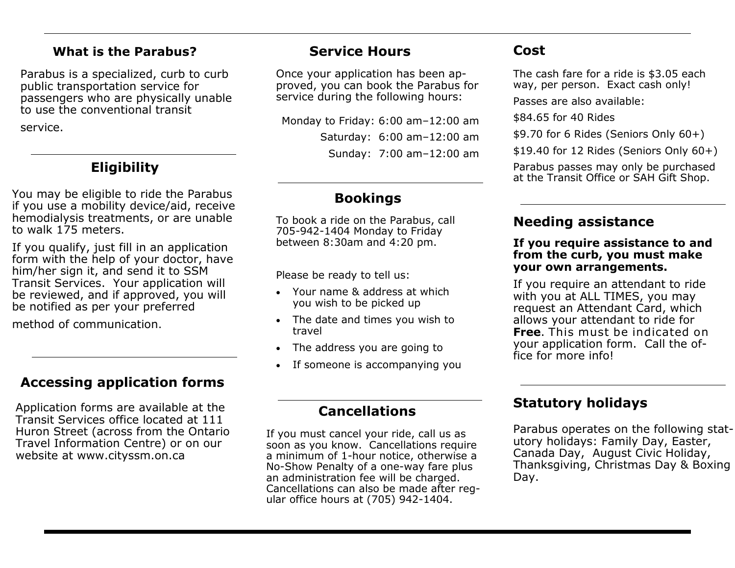## What is the Parabus?

Parabus is a specialized, curb to curb public transportation service for passengers who are physically unable to use the conventional transit service.

## Eligibility

You may be eligible to ride the Parabus if you use a mobility device/aid, receive hemodialysis treatments, or are unable to walk 175 meters.

If you qualify, just fill in an application form with the help of your doctor, have him/her sign it, and send it to SSM Transit Services. Your application will be reviewed, and if approved, you will be notified as per your preferred method of communication.

## Accessing application forms

Application forms are available at the Transit Services office located at 111 Huron Street (across from the Ontario Travel Information Centre) or on our website at www.cityssm.on.ca

## Service Hours

Once your application has been approved, you can book the Parabus for service during the following hours:

Monday to Friday: 6:00 am–12:00 am

Saturday: 6:00 am–12:00 am

Sunday: 7:00 am–12:00 am

## Bookings

To book a ride on the Parabus, call 705-942-1404 Monday to Friday between 8:30am and 4:20 pm.

Please be ready to tell us:

- Your name & address at which you wish to be picked up
- The date and times you wish to travel
- The address you are going to
- If someone is accompanying you

## Cancellations

If you must cancel your ride, call us as soon as you know. Cancellations require a minimum of 1-hour notice, otherwise a No-Show Penalty of a one-way fare plus an administration fee will be charged. Cancellations can also be made after regular office hours at (705) 942-1404.

## Cost

The cash fare for a ride is $3.05 each way, per person. Exact cash only!

Passes are also available:

$84.65 for 40 Rides

$9.70 for 6 Rides (Seniors Only 60+)

$19.40 for 12 Rides (Seniors Only 60+)

Parabus passes may only be purchased at the Transit Office or SAH Gift Shop.

## Needing assistance

**If you require assistance to and from the curb, you must make your own arrangements.**

If you require an attendant to ride with you at ALL TIMES, you may request an Attendant Card, which allows your attendant to ride for **Free**. This must be indicated on your application form. Call the office for more info!

## Statutory holidays

Parabus operates on the following statutory holidays: Family Day, Easter, Canada Day, August Civic Holiday, Thanksgiving, Christmas Day & Boxing Day.